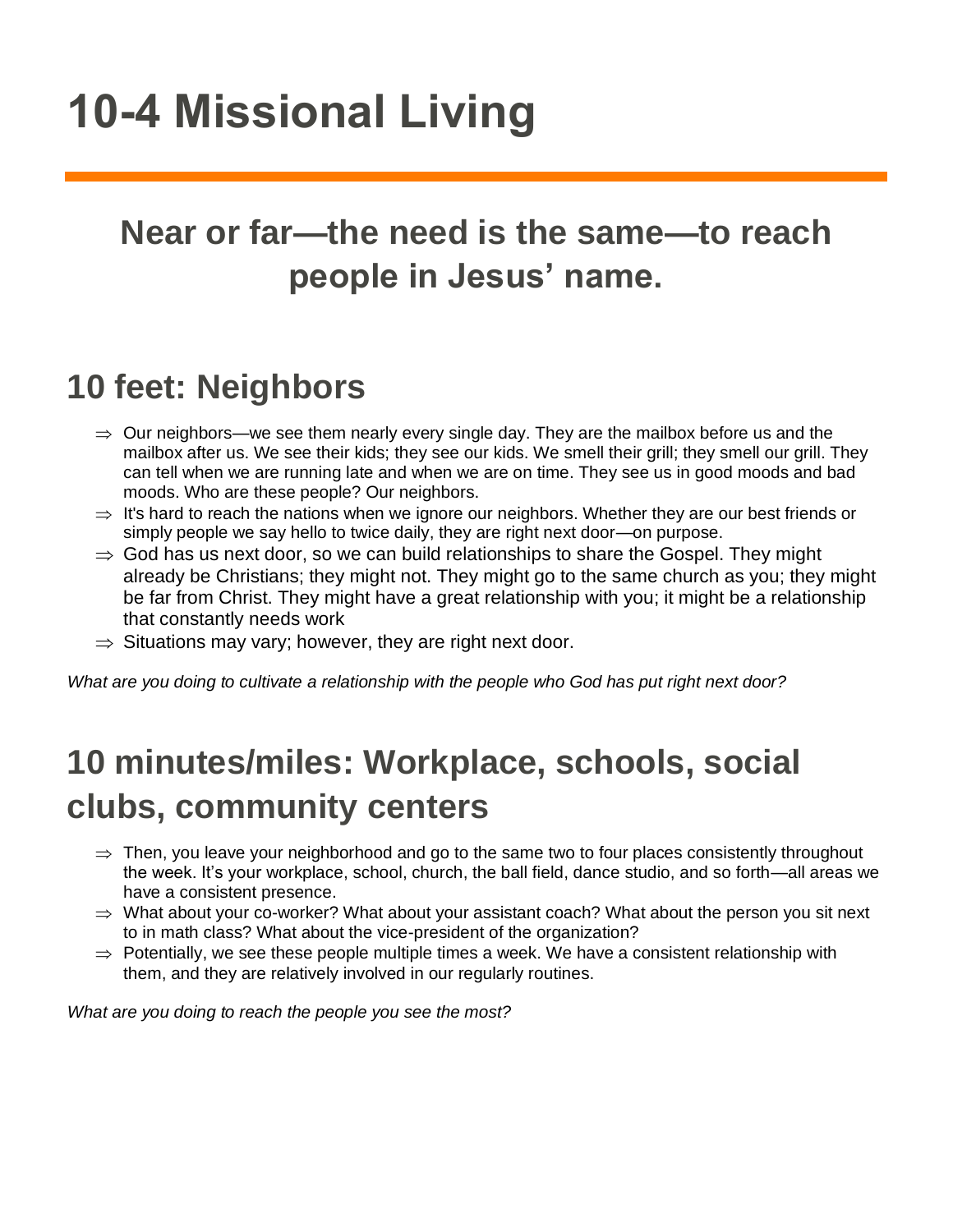# 10-4 Missional Living

## Near or far—the need is the same—to reach people in Jesus' name.

## 10 feet: Neighbors

- ⇒ Our neighbors—we see them nearly every single day. They are the mailbox before us and the mailbox after us. We see their kids; they see our kids. We smell their grill; they smell our grill. They can tell when we are running late and when we are on time. They see us in good moods and bad moods. Who are these people? Our neighbors.
- ⇒ It's hard to reach the nations when we ignore our neighbors. Whether they are our best friends or simply people we say hello to twice daily, they are right next door—on purpose.
- ⇒ God has us next door, so we can build relationships to share the Gospel. They might already be Christians; they might not. They might go to the same church as you; they might be far from Christ. They might have a great relationship with you; it might be a relationship that constantly needs work
- ⇒ Situations may vary; however, they are right next door.

*What are you doing to cultivate a relationship with the people who God has put right next door?*

## 10 minutes/miles: Workplace, schools, social clubs, community centers

- ⇒ Then, you leave your neighborhood and go to the same two to four places consistently throughout the week. It's your workplace, school, church, the ball field, dance studio, and so forth—all areas we have a consistent presence.
- ⇒ What about your co-worker? What about your assistant coach? What about the person you sit next to in math class? What about the vice-president of the organization?
- ⇒ Potentially, we see these people multiple times a week. We have a consistent relationship with them, and they are relatively involved in our regularly routines.

*What are you doing to reach the people you see the most?*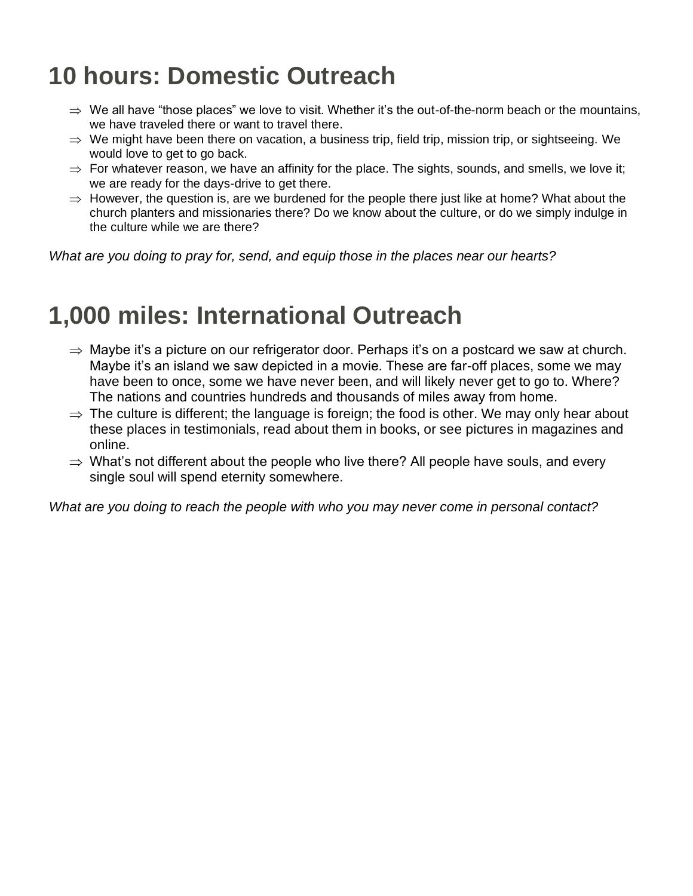# 10 hours: Domestic Outreach

- ⇒ We all have "those places" we love to visit. Whether it's the out-of-the-norm beach or the mountains, we have traveled there or want to travel there.
- ⇒ We might have been there on vacation, a business trip, field trip, mission trip, or sightseeing. We would love to get to go back.
- ⇒ For whatever reason, we have an affinity for the place. The sights, sounds, and smells, we love it; we are ready for the days-drive to get there.
- ⇒ However, the question is, are we burdened for the people there just like at home? What about the church planters and missionaries there? Do we know about the culture, or do we simply indulge in the culture while we are there?

*What are you doing to pray for, send, and equip those in the places near our hearts?*

# 1,000 miles: International Outreach

- ⇒ Maybe it's a picture on our refrigerator door. Perhaps it's on a postcard we saw at church. Maybe it's an island we saw depicted in a movie. These are far-off places, some we may have been to once, some we have never been, and will likely never get to go to. Where? The nations and countries hundreds and thousands of miles away from home.
- ⇒ The culture is different; the language is foreign; the food is other. We may only hear about these places in testimonials, read about them in books, or see pictures in magazines and online.
- ⇒ What's not different about the people who live there? All people have souls, and every single soul will spend eternity somewhere.

*What are you doing to reach the people with who you may never come in personal contact?*